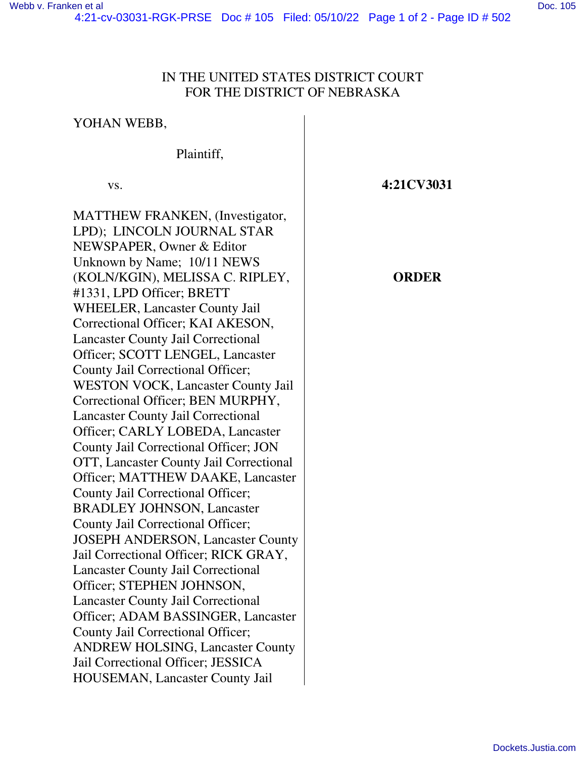IN THE UNITED STATES DISTRICT COURT
FOR THE DISTRICT OF NEBRASKA

YOHAN WEBB,

Plaintiff,

vs.

MATTHEW FRANKEN, (Investigator, LPD); LINCOLN JOURNAL STAR NEWSPAPER, Owner & Editor Unknown by Name; 10/11 NEWS (KOLN/KGIN), MELISSA C. RIPLEY, #1331, LPD Officer; BRETT WHEELER, Lancaster County Jail Correctional Officer; KAI AKESON, Lancaster County Jail Correctional Officer; SCOTT LENGEL, Lancaster County Jail Correctional Officer; WESTON VOCK, Lancaster County Jail Correctional Officer; BEN MURPHY, Lancaster County Jail Correctional Officer; CARLY LOBEDA, Lancaster County Jail Correctional Officer; JON OTT, Lancaster County Jail Correctional Officer; MATTHEW DAAKE, Lancaster County Jail Correctional Officer; BRADLEY JOHNSON, Lancaster County Jail Correctional Officer; JOSEPH ANDERSON, Lancaster County Jail Correctional Officer; RICK GRAY, Lancaster County Jail Correctional Officer; STEPHEN JOHNSON, Lancaster County Jail Correctional Officer; ADAM BASSINGER, Lancaster County Jail Correctional Officer; ANDREW HOLSING, Lancaster County Jail Correctional Officer; JESSICA HOUSEMAN, Lancaster County Jail

**4:21CV3031**

**ORDER**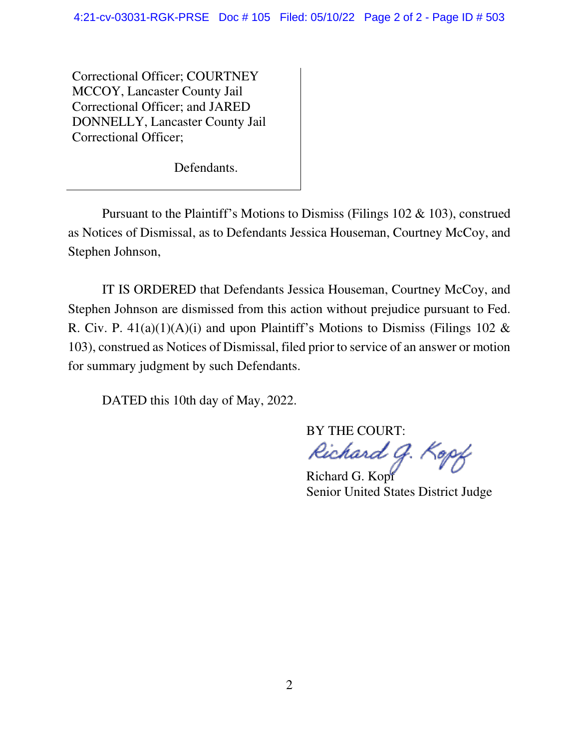Correctional Officer; COURTNEY MCCOY, Lancaster County Jail Correctional Officer; and JARED DONNELLY, Lancaster County Jail Correctional Officer;

Defendants.

Pursuant to the Plaintiff's Motions to Dismiss (Filings 102 & 103), construed as Notices of Dismissal, as to Defendants Jessica Houseman, Courtney McCoy, and Stephen Johnson,

IT IS ORDERED that Defendants Jessica Houseman, Courtney McCoy, and Stephen Johnson are dismissed from this action without prejudice pursuant to Fed. R. Civ. P. 41(a)(1)(A)(i) and upon Plaintiff's Motions to Dismiss (Filings 102 & 103), construed as Notices of Dismissal, filed prior to service of an answer or motion for summary judgment by such Defendants.

DATED this 10th day of May, 2022.

BY THE COURT:

Richard G. Kopf

Richard G. Kopf
Senior United States District Judge